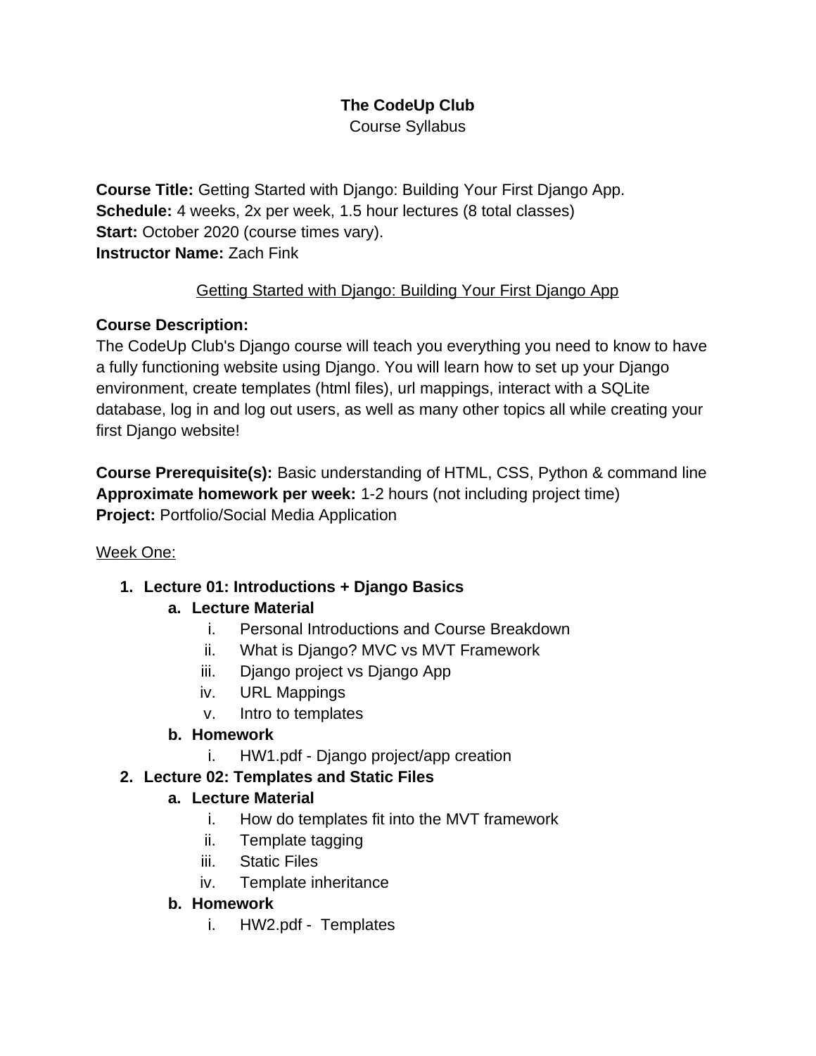# The CodeUp Club

Course Syllabus

**Course Title:** Getting Started with Django: Building Your First Django App.
**Schedule:** 4 weeks, 2x per week, 1.5 hour lectures (8 total classes)
**Start:** October 2020 (course times vary).
**Instructor Name:** Zach Fink

## Getting Started with Django: Building Your First Django App

**Course Description:**
The CodeUp Club's Django course will teach you everything you need to know to have a fully functioning website using Django. You will learn how to set up your Django environment, create templates (html files), url mappings, interact with a SQLite database, log in and log out users, as well as many other topics all while creating your first Django website!

**Course Prerequisite(s):** Basic understanding of HTML, CSS, Python & command line
**Approximate homework per week:** 1-2 hours (not including project time)
**Project:** Portfolio/Social Media Application

Week One:

1. **Lecture 01: Introductions + Django Basics**
   a. **Lecture Material**
      i. Personal Introductions and Course Breakdown
      ii. What is Django? MVC vs MVT Framework
      iii. Django project vs Django App
      iv. URL Mappings
      v. Intro to templates
   b. **Homework**
      i. HW1.pdf - Django project/app creation
2. **Lecture 02: Templates and Static Files**
   a. **Lecture Material**
      i. How do templates fit into the MVT framework
      ii. Template tagging
      iii. Static Files
      iv. Template inheritance
   b. **Homework**
      i. HW2.pdf - Templates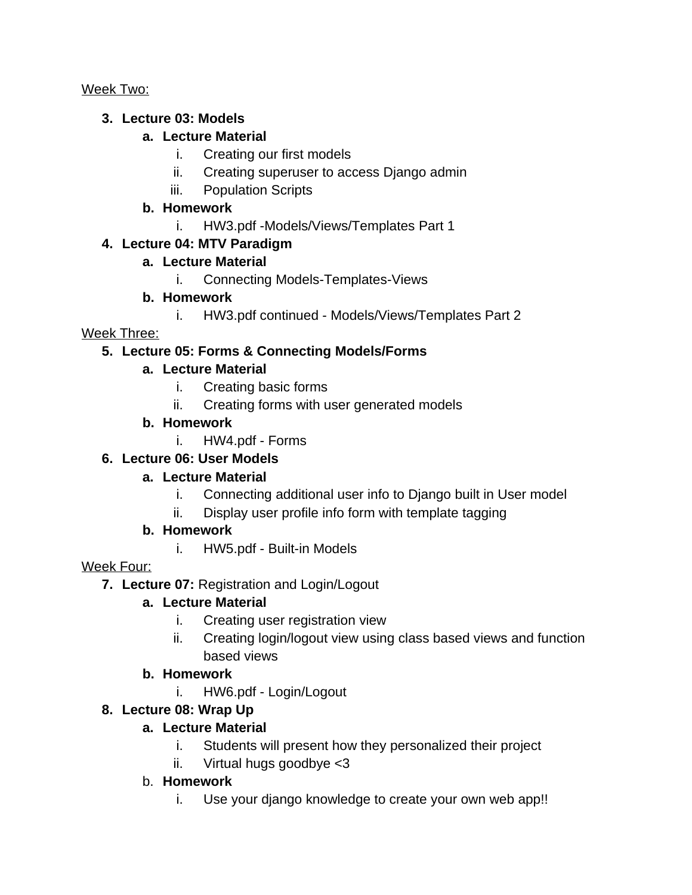Week Two:

3. **Lecture 03: Models**
    a. **Lecture Material**
        i. Creating our first models
        ii. Creating superuser to access Django admin
        iii. Population Scripts
    b. **Homework**
        i. HW3.pdf -Models/Views/Templates Part 1
4. **Lecture 04: MTV Paradigm**
    a. **Lecture Material**
        i. Connecting Models-Templates-Views
    b. **Homework**
        i. HW3.pdf continued - Models/Views/Templates Part 2

Week Three:

5. **Lecture 05: Forms & Connecting Models/Forms**
    a. **Lecture Material**
        i. Creating basic forms
        ii. Creating forms with user generated models
    b. **Homework**
        i. HW4.pdf - Forms
6. **Lecture 06: User Models**
    a. **Lecture Material**
        i. Connecting additional user info to Django built in User model
        ii. Display user profile info form with template tagging
    b. **Homework**
        i. HW5.pdf - Built-in Models

Week Four:

7. **Lecture 07:** Registration and Login/Logout
    a. **Lecture Material**
        i. Creating user registration view
        ii. Creating login/logout view using class based views and function based views
    b. **Homework**
        i. HW6.pdf - Login/Logout
8. **Lecture 08: Wrap Up**
    a. **Lecture Material**
        i. Students will present how they personalized their project
        ii. Virtual hugs goodbye <3
    b. **Homework**
        i. Use your django knowledge to create your own web app!!